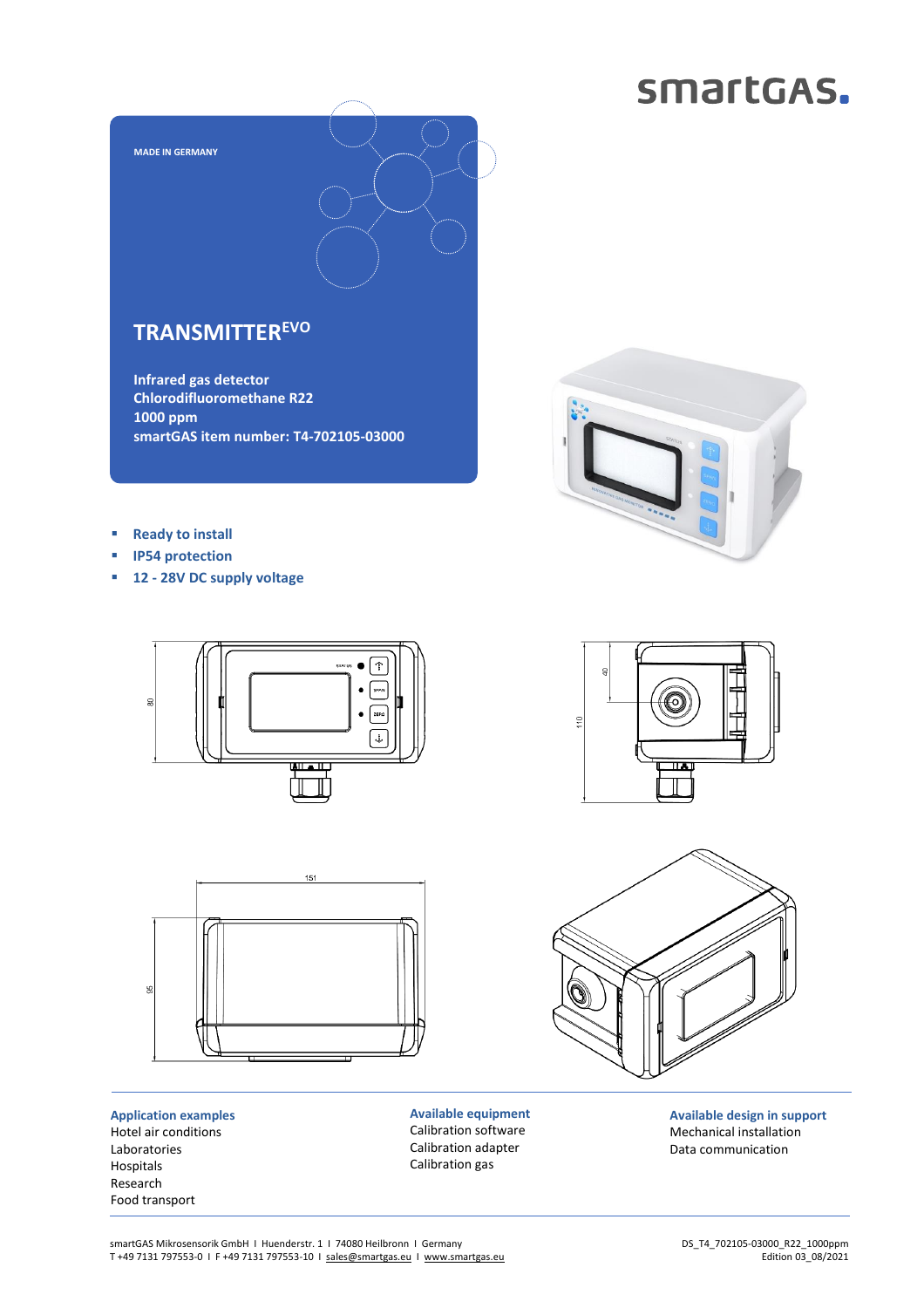smartGAS.

MADE IN GERMANY

# TRANSMITTER$^{EVO}$

**Infrared gas detector**
**Chlorodifluoromethane R22**
**1000 ppm**
**smartGAS item number: T4-702105-03000**

- **Ready to install**
- **IP54 protection**
- **12 - 28V DC supply voltage**

**Application examples**
Hotel air conditions
Laboratories
Hospitals
Research
Food transport

**Available equipment**
Calibration software
Calibration adapter
Calibration gas

**Available design in support**
Mechanical installation
Data communication

smartGAS Mikrosensorik GmbH I Huenderstr. 1 I 74080 Heilbronn I Germany
T +49 7131 797553-0 I F +49 7131 797553-10 I sales@smartgas.eu I www.smartgas.eu

DS_T4_702105-03000_R22_1000ppm
Edition 03_08/2021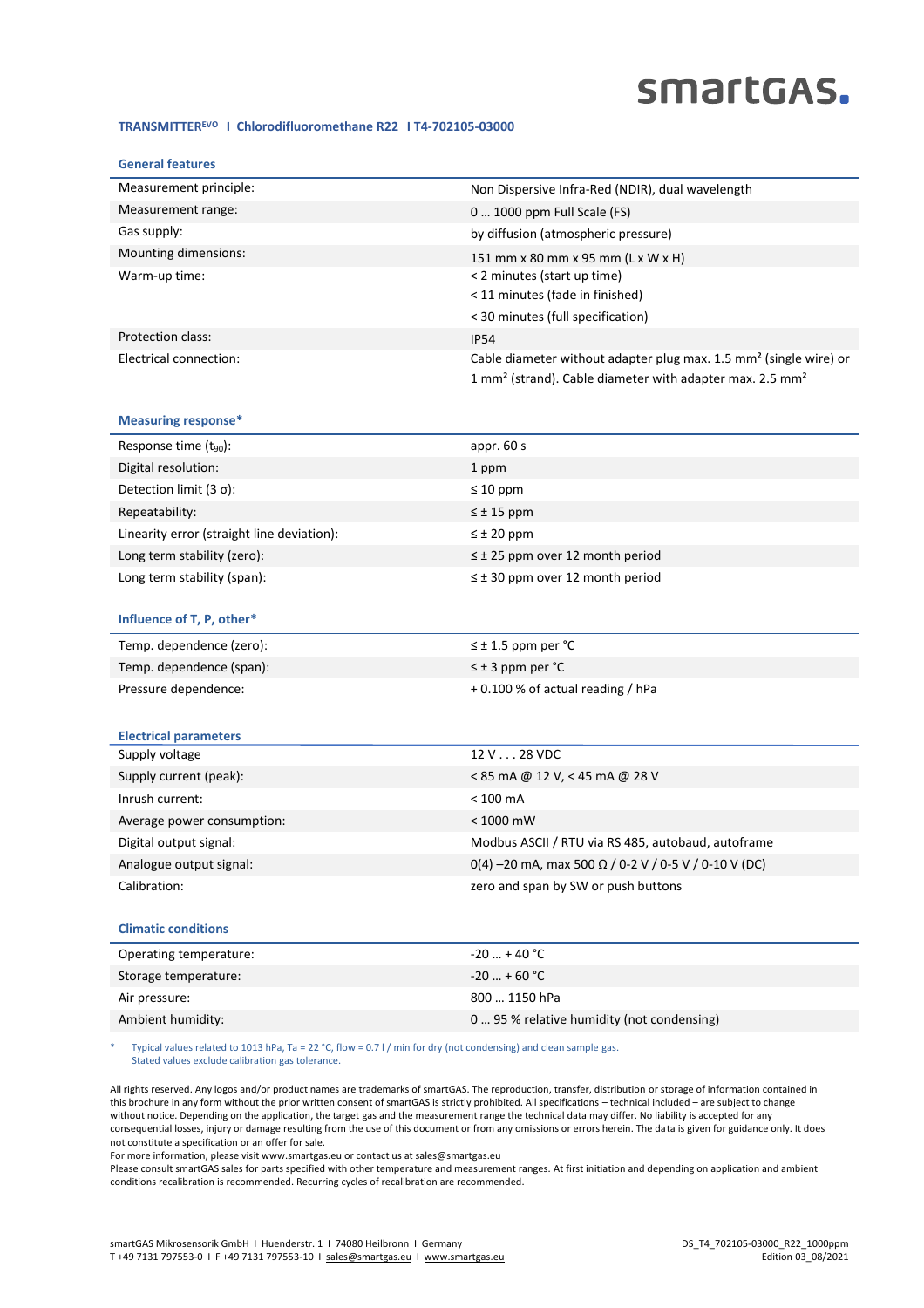# smartGAS.

**TRANSMITTER$^{EVO}$ I Chlorodifluoromethane R22 I T4-702105-03000**

### General features

| | |
|---|---|
| Measurement principle: | Non Dispersive Infra-Red (NDIR), dual wavelength |
| Measurement range: | 0 … 1000 ppm Full Scale (FS) |
| Gas supply: | by diffusion (atmospheric pressure) |
| Mounting dimensions: | 151 mm x 80 mm x 95 mm (L x W x H) |
| Warm-up time: | < 2 minutes (start up time)<br>< 11 minutes (fade in finished)<br>< 30 minutes (full specification) |
| Protection class: | IP54 |
| Electrical connection: | Cable diameter without adapter plug max. 1.5 mm² (single wire) or 1 mm² (strand). Cable diameter with adapter max. 2.5 mm² |

### Measuring response*

| | |
|---|---|
| Response time ($t_{90}$): | appr. 60 s |
| Digital resolution: | 1 ppm |
| Detection limit (3 σ): | ≤ 10 ppm |
| Repeatability: | ≤ ± 15 ppm |
| Linearity error (straight line deviation): | ≤ ± 20 ppm |
| Long term stability (zero): | ≤ ± 25 ppm over 12 month period |
| Long term stability (span): | ≤ ± 30 ppm over 12 month period |

### Influence of T, P, other*

| | |
|---|---|
| Temp. dependence (zero): | ≤ ± 1.5 ppm per °C |
| Temp. dependence (span): | ≤ ± 3 ppm per °C |
| Pressure dependence: | + 0.100 % of actual reading / hPa |

### Electrical parameters

| | |
|---|---|
| Supply voltage | 12 V . . . 28 VDC |
| Supply current (peak): | < 85 mA @ 12 V, < 45 mA @ 28 V |
| Inrush current: | < 100 mA |
| Average power consumption: | < 1000 mW |
| Digital output signal: | Modbus ASCII / RTU via RS 485, autobaud, autoframe |
| Analogue output signal: | 0(4) –20 mA, max 500 Ω / 0-2 V / 0-5 V / 0-10 V (DC) |
| Calibration: | zero and span by SW or push buttons |

### Climatic conditions

| | |
|---|---|
| Operating temperature: | -20 … + 40 °C |
| Storage temperature: | -20 … + 60 °C |
| Air pressure: | 800 … 1150 hPa |
| Ambient humidity: | 0 … 95 % relative humidity (not condensing) |

\* Typical values related to 1013 hPa, Ta = 22 °C, flow = 0.7 l / min for dry (not condensing) and clean sample gas. Stated values exclude calibration gas tolerance.

All rights reserved. Any logos and/or product names are trademarks of smartGAS. The reproduction, transfer, distribution or storage of information contained in this brochure in any form without the prior written consent of smartGAS is strictly prohibited. All specifications – technical included – are subject to change without notice. Depending on the application, the target gas and the measurement range the technical data may differ. No liability is accepted for any consequential losses, injury or damage resulting from the use of this document or from any omissions or errors herein. The data is given for guidance only. It does not constitute a specification or an offer for sale.
For more information, please visit www.smartgas.eu or contact us at sales@smartgas.eu
Please consult smartGAS sales for parts specified with other temperature and measurement ranges. At first initiation and depending on application and ambient conditions recalibration is recommended. Recurring cycles of recalibration are recommended.

smartGAS Mikrosensorik GmbH I Huenderstr. 1 I 74080 Heilbronn I Germany
T +49 7131 797553-0 I F +49 7131 797553-10 I sales@smartgas.eu I www.smartgas.eu

DS_T4_702105-03000_R22_1000ppm
Edition 03_08/2021